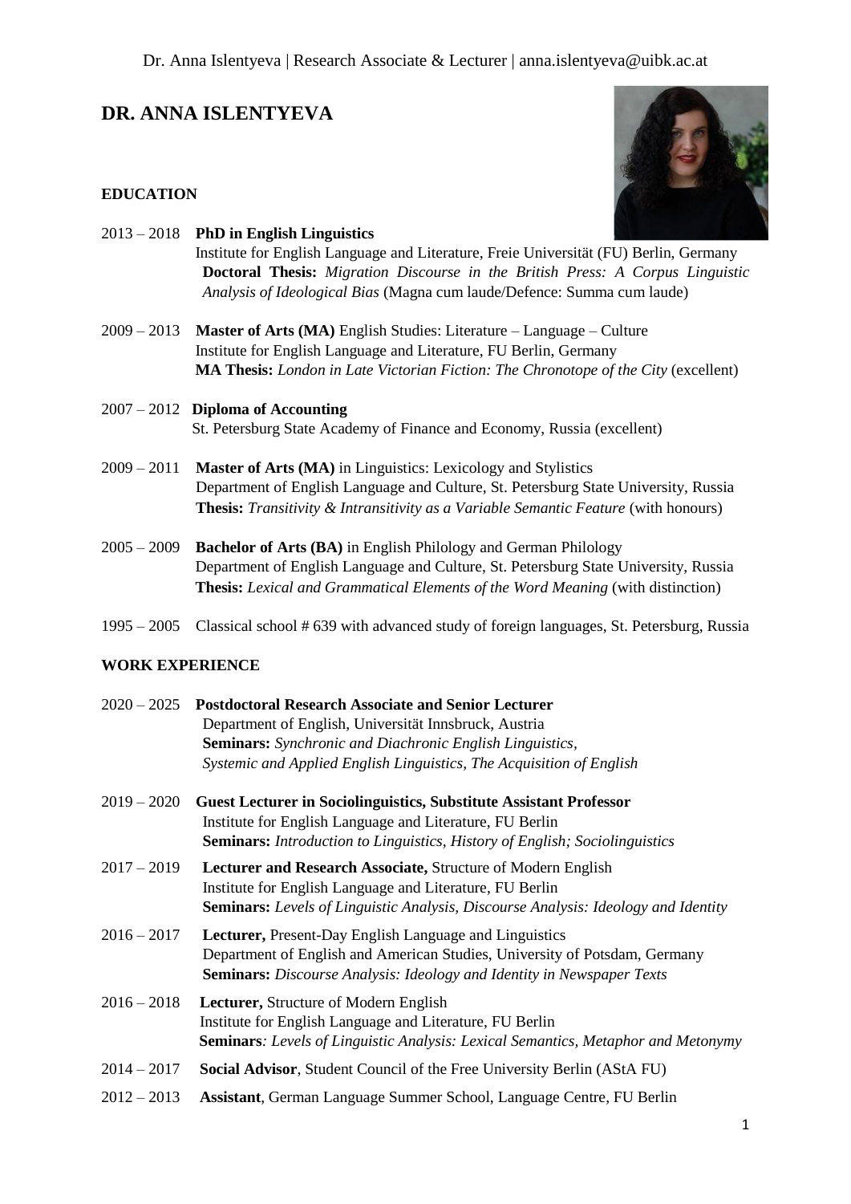# DR. ANNA ISLENTYEVA

## EDUCATION

2013 – 2018 **PhD in English Linguistics**
Institute for English Language and Literature, Freie Universität (FU) Berlin, Germany
**Doctoral Thesis:** *Migration Discourse in the British Press: A Corpus Linguistic Analysis of Ideological Bias* (Magna cum laude/Defence: Summa cum laude)

2009 – 2013 **Master of Arts (MA)** English Studies: Literature – Language – Culture
Institute for English Language and Literature, FU Berlin, Germany
**MA Thesis:** *London in Late Victorian Fiction: The Chronotope of the City* (excellent)

2007 – 2012 **Diploma of Accounting**
St. Petersburg State Academy of Finance and Economy, Russia (excellent)

2009 – 2011 **Master of Arts (MA)** in Linguistics: Lexicology and Stylistics
Department of English Language and Culture, St. Petersburg State University, Russia
**Thesis:** *Transitivity & Intransitivity as a Variable Semantic Feature* (with honours)

2005 – 2009 **Bachelor of Arts (BA)** in English Philology and German Philology
Department of English Language and Culture, St. Petersburg State University, Russia
**Thesis:** *Lexical and Grammatical Elements of the Word Meaning* (with distinction)

1995 – 2005 Classical school # 639 with advanced study of foreign languages, St. Petersburg, Russia

## WORK EXPERIENCE

2020 – 2025 **Postdoctoral Research Associate and Senior Lecturer**
Department of English, Universität Innsbruck, Austria
**Seminars:** *Synchronic and Diachronic English Linguistics, Systemic and Applied English Linguistics, The Acquisition of English*

2019 – 2020 **Guest Lecturer in Sociolinguistics, Substitute Assistant Professor**
Institute for English Language and Literature, FU Berlin
**Seminars:** *Introduction to Linguistics, History of English; Sociolinguistics*

2017 – 2019 **Lecturer and Research Associate,** Structure of Modern English
Institute for English Language and Literature, FU Berlin
**Seminars:** *Levels of Linguistic Analysis, Discourse Analysis: Ideology and Identity*

2016 – 2017 **Lecturer,** Present-Day English Language and Linguistics
Department of English and American Studies, University of Potsdam, Germany
**Seminars:** *Discourse Analysis: Ideology and Identity in Newspaper Texts*

2016 – 2018 **Lecturer,** Structure of Modern English
Institute for English Language and Literature, FU Berlin
**Seminars***: Levels of Linguistic Analysis: Lexical Semantics, Metaphor and Metonymy*

2014 – 2017 **Social Advisor**, Student Council of the Free University Berlin (AStA FU)

2012 – 2013 **Assistant**, German Language Summer School, Language Centre, FU Berlin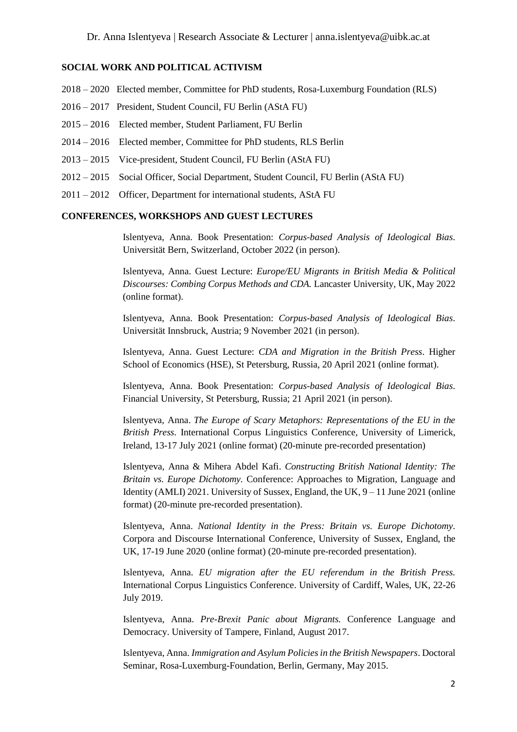## SOCIAL WORK AND POLITICAL ACTIVISM

2018 – 2020 Elected member, Committee for PhD students, Rosa-Luxemburg Foundation (RLS)

2016 – 2017 President, Student Council, FU Berlin (AStA FU)

2015 – 2016 Elected member, Student Parliament, FU Berlin

2014 – 2016 Elected member, Committee for PhD students, RLS Berlin

2013 – 2015 Vice-president, Student Council, FU Berlin (AStA FU)

2012 – 2015 Social Officer, Social Department, Student Council, FU Berlin (AStA FU)

2011 – 2012 Officer, Department for international students, AStA FU

## CONFERENCES, WORKSHOPS AND GUEST LECTURES

Islentyeva, Anna. Book Presentation: *Corpus-based Analysis of Ideological Bias*. Universität Bern, Switzerland, October 2022 (in person).

Islentyeva, Anna. Guest Lecture: *Europe/EU Migrants in British Media & Political Discourses: Combing Corpus Methods and CDA.* Lancaster University, UK, May 2022 (online format).

Islentyeva, Anna. Book Presentation: *Corpus-based Analysis of Ideological Bias*. Universität Innsbruck, Austria; 9 November 2021 (in person).

Islentyeva, Anna. Guest Lecture: *CDA and Migration in the British Press*. Higher School of Economics (HSE), St Petersburg, Russia, 20 April 2021 (online format).

Islentyeva, Anna. Book Presentation: *Corpus-based Analysis of Ideological Bias*. Financial University, St Petersburg, Russia; 21 April 2021 (in person).

Islentyeva, Anna. *The Europe of Scary Metaphors: Representations of the EU in the British Press*. International Corpus Linguistics Conference, University of Limerick, Ireland, 13-17 July 2021 (online format) (20-minute pre-recorded presentation)

Islentyeva, Anna & Mihera Abdel Kafi. *Constructing British National Identity: The Britain vs. Europe Dichotomy.* Conference: Approaches to Migration, Language and Identity (AMLI) 2021. University of Sussex, England, the UK, 9 – 11 June 2021 (online format) (20-minute pre-recorded presentation).

Islentyeva, Anna. *National Identity in the Press: Britain vs. Europe Dichotomy*. Corpora and Discourse International Conference, University of Sussex, England, the UK, 17-19 June 2020 (online format) (20-minute pre-recorded presentation).

Islentyeva, Anna. *EU migration after the EU referendum in the British Press.* International Corpus Linguistics Conference. University of Cardiff, Wales, UK, 22-26 July 2019.

Islentyeva, Anna. *Pre-Brexit Panic about Migrants.* Conference Language and Democracy. University of Tampere, Finland, August 2017.

Islentyeva, Anna. *Immigration and Asylum Policies in the British Newspapers*. Doctoral Seminar, Rosa-Luxemburg-Foundation, Berlin, Germany, May 2015.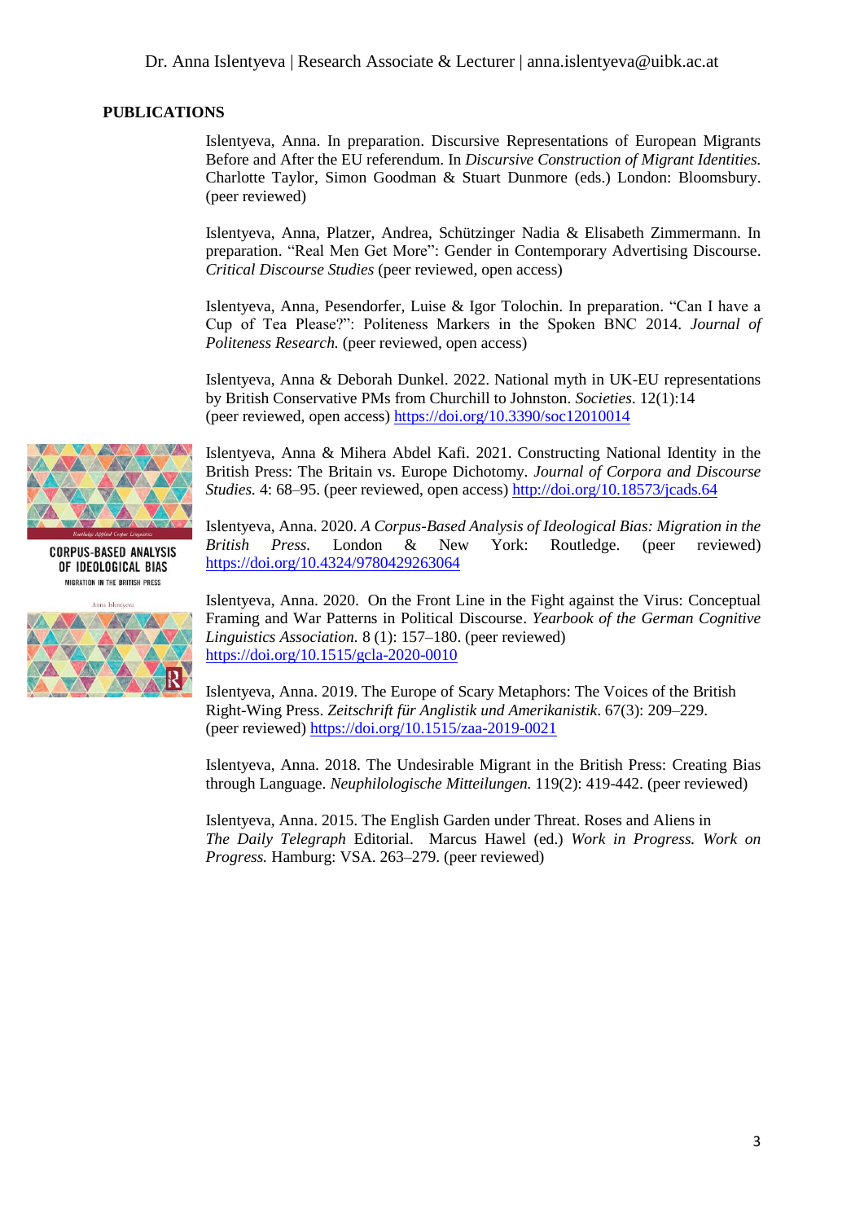## PUBLICATIONS

Islentyeva, Anna. In preparation. Discursive Representations of European Migrants Before and After the EU referendum. In *Discursive Construction of Migrant Identities.* Charlotte Taylor, Simon Goodman & Stuart Dunmore (eds.) London: Bloomsbury. (peer reviewed)

Islentyeva, Anna, Platzer, Andrea, Schützinger Nadia & Elisabeth Zimmermann. In preparation. "Real Men Get More": Gender in Contemporary Advertising Discourse. *Critical Discourse Studies* (peer reviewed, open access)

Islentyeva, Anna, Pesendorfer, Luise & Igor Tolochin. In preparation. "Can I have a Cup of Tea Please?": Politeness Markers in the Spoken BNC 2014. *Journal of Politeness Research.* (peer reviewed, open access)

Islentyeva, Anna & Deborah Dunkel. 2022. National myth in UK-EU representations by British Conservative PMs from Churchill to Johnston. *Societies.* 12(1):14 (peer reviewed, open access) https://doi.org/10.3390/soc12010014

Islentyeva, Anna & Mihera Abdel Kafi. 2021. Constructing National Identity in the British Press: The Britain vs. Europe Dichotomy. *Journal of Corpora and Discourse Studies.* 4: 68–95. (peer reviewed, open access) http://doi.org/10.18573/jcads.64

Islentyeva, Anna. 2020. *A Corpus-Based Analysis of Ideological Bias: Migration in the British Press.* London & New York: Routledge. (peer reviewed) https://doi.org/10.4324/9780429263064

Islentyeva, Anna. 2020. On the Front Line in the Fight against the Virus: Conceptual Framing and War Patterns in Political Discourse. *Yearbook of the German Cognitive Linguistics Association.* 8 (1): 157–180. (peer reviewed) https://doi.org/10.1515/gcla-2020-0010

Islentyeva, Anna. 2019. The Europe of Scary Metaphors: The Voices of the British Right-Wing Press. *Zeitschrift für Anglistik und Amerikanistik*. 67(3): 209–229. (peer reviewed) https://doi.org/10.1515/zaa-2019-0021

Islentyeva, Anna. 2018. The Undesirable Migrant in the British Press: Creating Bias through Language. *Neuphilologische Mitteilungen.* 119(2): 419-442. (peer reviewed)

Islentyeva, Anna. 2015. The English Garden under Threat. Roses and Aliens in *The Daily Telegraph* Editorial. Marcus Hawel (ed.) *Work in Progress. Work on Progress.* Hamburg: VSA. 263–279. (peer reviewed)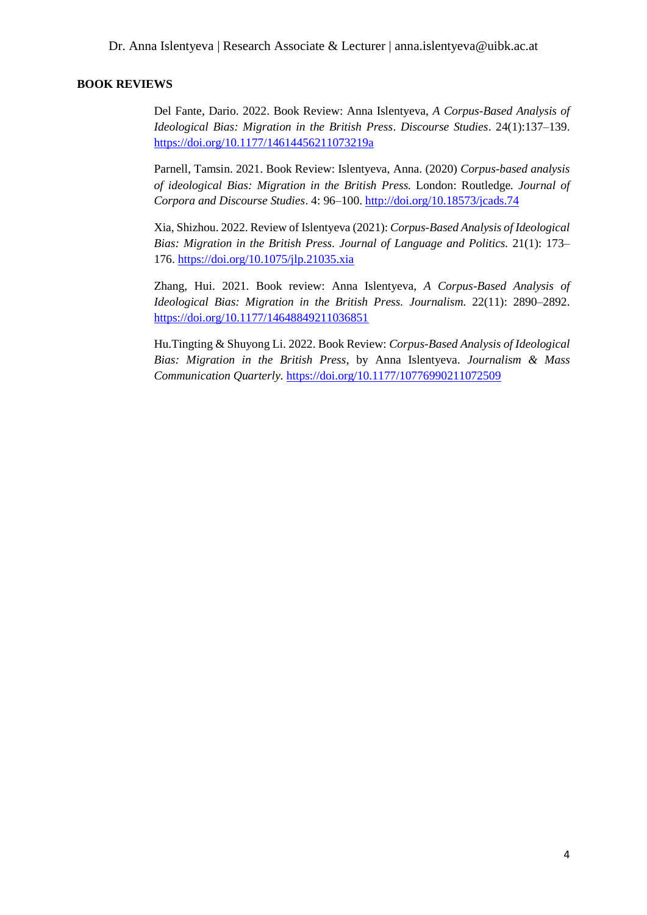## BOOK REVIEWS

Del Fante, Dario. 2022. Book Review: Anna Islentyeva, *A Corpus-Based Analysis of Ideological Bias: Migration in the British Press*. *Discourse Studies*. 24(1):137–139. https://doi.org/10.1177/14614456211073219a

Parnell, Tamsin. 2021. Book Review: Islentyeva, Anna. (2020) *Corpus-based analysis of ideological Bias: Migration in the British Press.* London: Routledge. *Journal of Corpora and Discourse Studies*. 4: 96–100. http://doi.org/10.18573/jcads.74

Xia, Shizhou. 2022. Review of Islentyeva (2021): *Corpus-Based Analysis of Ideological Bias: Migration in the British Press. Journal of Language and Politics.* 21(1): 173–176. https://doi.org/10.1075/jlp.21035.xia

Zhang, Hui. 2021. Book review: Anna Islentyeva, *A Corpus-Based Analysis of Ideological Bias: Migration in the British Press. Journalism.* 22(11): 2890–2892. https://doi.org/10.1177/14648849211036851

Hu.Tingting & Shuyong Li. 2022. Book Review: *Corpus-Based Analysis of Ideological Bias: Migration in the British Press*, by Anna Islentyeva. *Journalism & Mass Communication Quarterly*. https://doi.org/10.1177/10776990211072509